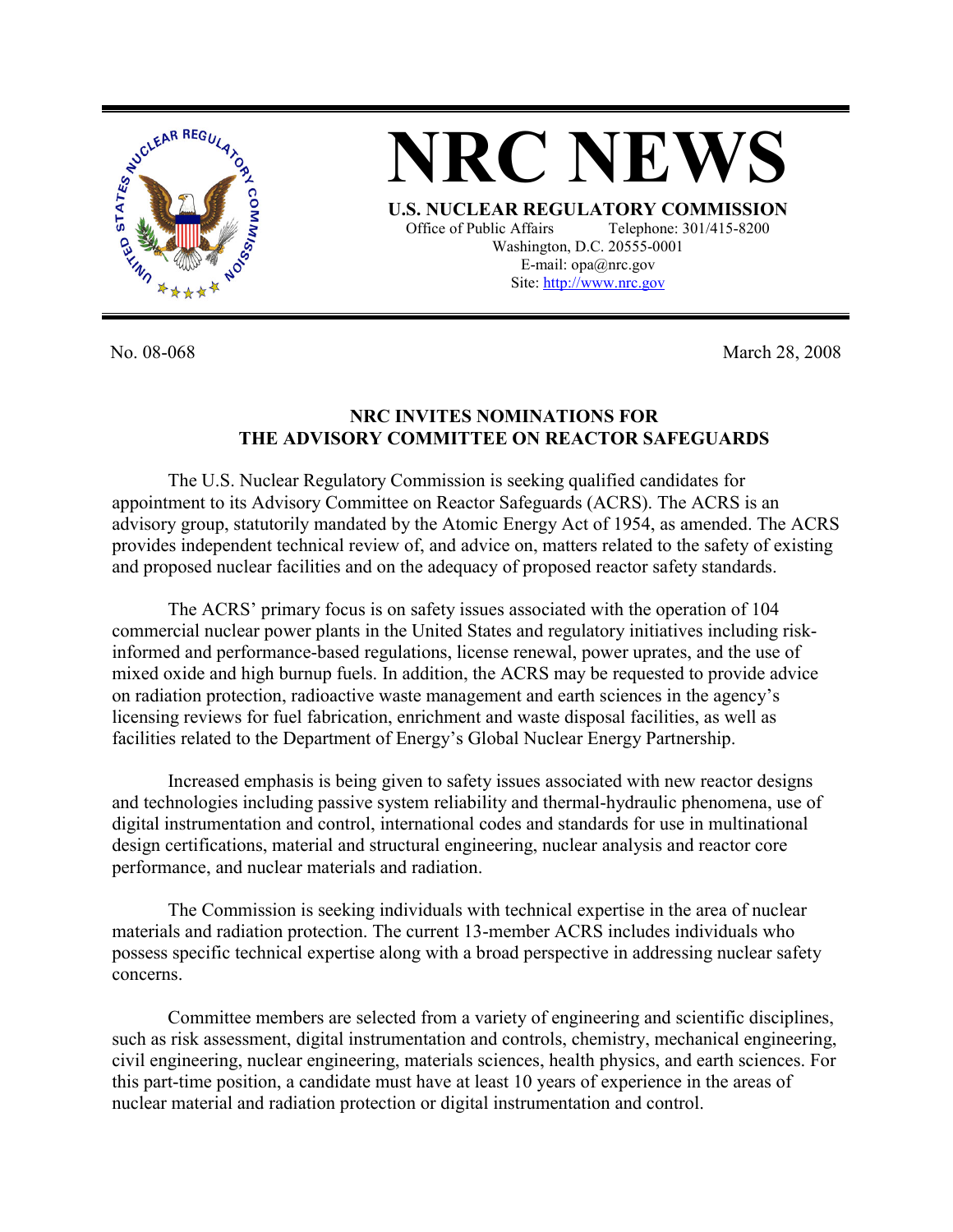# NRC NEWS

**U.S. NUCLEAR REGULATORY COMMISSION**

Office of Public Affairs Telephone: 301/415-8200
Washington, D.C. 20555-0001
E-mail: opa@nrc.gov
Site: http://www.nrc.gov

No. 08-068 March 28, 2008

## NRC INVITES NOMINATIONS FOR THE ADVISORY COMMITTEE ON REACTOR SAFEGUARDS

The U.S. Nuclear Regulatory Commission is seeking qualified candidates for appointment to its Advisory Committee on Reactor Safeguards (ACRS). The ACRS is an advisory group, statutorily mandated by the Atomic Energy Act of 1954, as amended. The ACRS provides independent technical review of, and advice on, matters related to the safety of existing and proposed nuclear facilities and on the adequacy of proposed reactor safety standards.

The ACRS' primary focus is on safety issues associated with the operation of 104 commercial nuclear power plants in the United States and regulatory initiatives including risk-informed and performance-based regulations, license renewal, power uprates, and the use of mixed oxide and high burnup fuels. In addition, the ACRS may be requested to provide advice on radiation protection, radioactive waste management and earth sciences in the agency's licensing reviews for fuel fabrication, enrichment and waste disposal facilities, as well as facilities related to the Department of Energy's Global Nuclear Energy Partnership.

Increased emphasis is being given to safety issues associated with new reactor designs and technologies including passive system reliability and thermal-hydraulic phenomena, use of digital instrumentation and control, international codes and standards for use in multinational design certifications, material and structural engineering, nuclear analysis and reactor core performance, and nuclear materials and radiation.

The Commission is seeking individuals with technical expertise in the area of nuclear materials and radiation protection. The current 13-member ACRS includes individuals who possess specific technical expertise along with a broad perspective in addressing nuclear safety concerns.

Committee members are selected from a variety of engineering and scientific disciplines, such as risk assessment, digital instrumentation and controls, chemistry, mechanical engineering, civil engineering, nuclear engineering, materials sciences, health physics, and earth sciences. For this part-time position, a candidate must have at least 10 years of experience in the areas of nuclear material and radiation protection or digital instrumentation and control.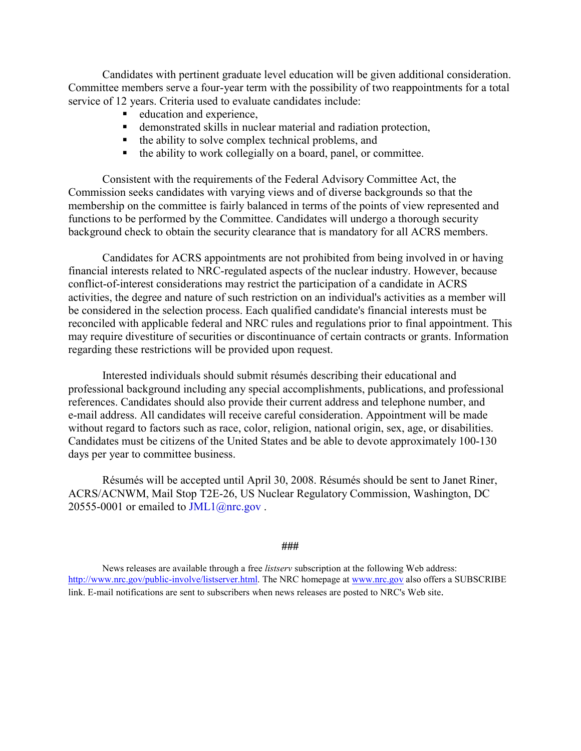Candidates with pertinent graduate level education will be given additional consideration. Committee members serve a four-year term with the possibility of two reappointments for a total service of 12 years. Criteria used to evaluate candidates include:

- education and experience,
- demonstrated skills in nuclear material and radiation protection,
- the ability to solve complex technical problems, and
- the ability to work collegially on a board, panel, or committee.

Consistent with the requirements of the Federal Advisory Committee Act, the Commission seeks candidates with varying views and of diverse backgrounds so that the membership on the committee is fairly balanced in terms of the points of view represented and functions to be performed by the Committee. Candidates will undergo a thorough security background check to obtain the security clearance that is mandatory for all ACRS members.

Candidates for ACRS appointments are not prohibited from being involved in or having financial interests related to NRC-regulated aspects of the nuclear industry. However, because conflict-of-interest considerations may restrict the participation of a candidate in ACRS activities, the degree and nature of such restriction on an individual's activities as a member will be considered in the selection process. Each qualified candidate's financial interests must be reconciled with applicable federal and NRC rules and regulations prior to final appointment. This may require divestiture of securities or discontinuance of certain contracts or grants. Information regarding these restrictions will be provided upon request.

Interested individuals should submit résumés describing their educational and professional background including any special accomplishments, publications, and professional references. Candidates should also provide their current address and telephone number, and e-mail address. All candidates will receive careful consideration. Appointment will be made without regard to factors such as race, color, religion, national origin, sex, age, or disabilities. Candidates must be citizens of the United States and be able to devote approximately 100-130 days per year to committee business.

Résumés will be accepted until April 30, 2008. Résumés should be sent to Janet Riner, ACRS/ACNWM, Mail Stop T2E-26, US Nuclear Regulatory Commission, Washington, DC 20555-0001 or emailed to JML1@nrc.gov .

###

News releases are available through a free *listserv* subscription at the following Web address: http://www.nrc.gov/public-involve/listserver.html. The NRC homepage at www.nrc.gov also offers a SUBSCRIBE link. E-mail notifications are sent to subscribers when news releases are posted to NRC's Web site.